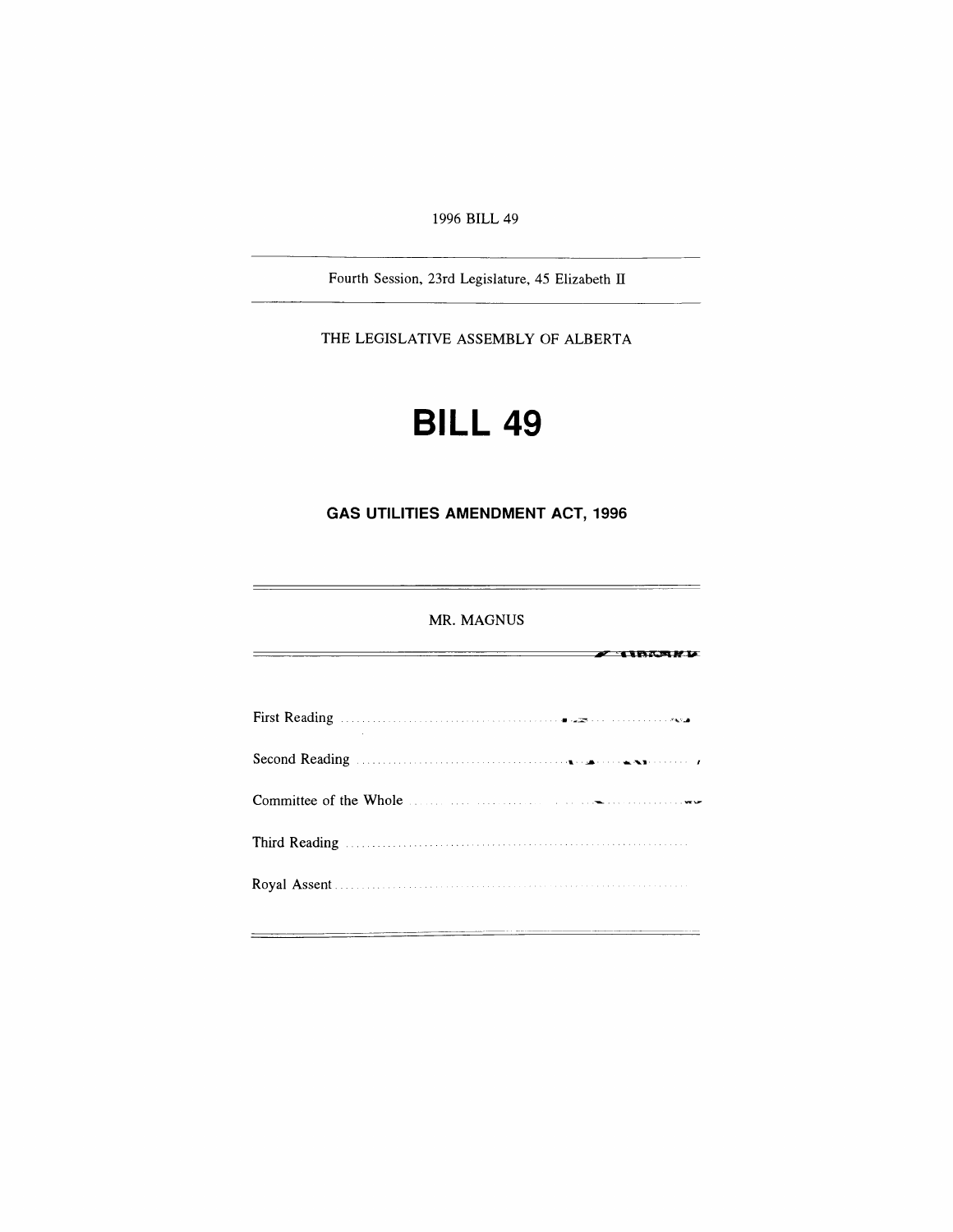1996 BILL 49

Fourth Session, 23rd Legislature, 45 Elizabeth II

THE LEGISLATIVE ASSEMBLY OF ALBERTA

# BILL 49

## GAS UTILITIES AMENDMENT ACT, 1996

MR. MAGNUS

First Reading ..........................................................

Second Reading ..........................................................

Committee of the Whole ..........................................................

Third Reading ..........................................................

Royal Assent ..........................................................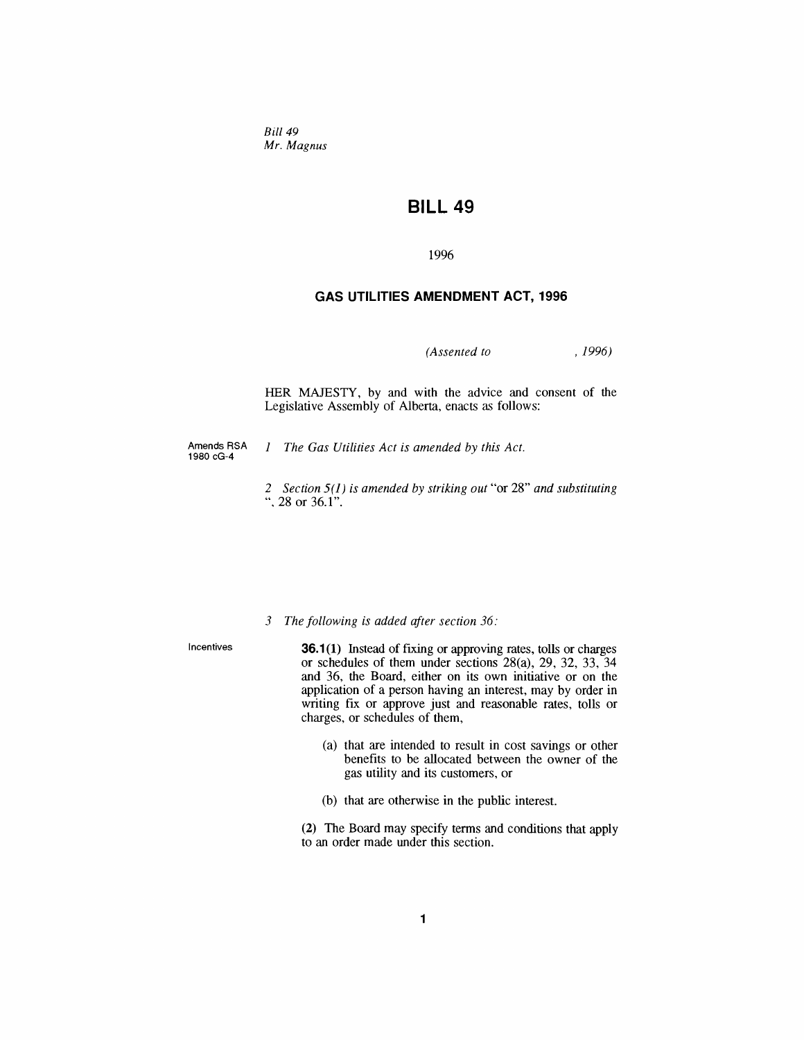*Bill 49*
*Mr. Magnus*

# BILL 49

1996

## GAS UTILITIES AMENDMENT ACT, 1996

*(Assented to , 1996)*

HER MAJESTY, by and with the advice and consent of the Legislative Assembly of Alberta, enacts as follows:

Amends RSA 1980 cG-4

*1 The Gas Utilities Act is amended by this Act.*

*2 Section 5(1) is amended by striking out* "or 28" *and substituting* ", 28 or 36.1".

*3 The following is added after section 36:*

Incentives

**36.1(1)** Instead of fixing or approving rates, tolls or charges or schedules of them under sections 28(a), 29, 32, 33, 34 and 36, the Board, either on its own initiative or on the application of a person having an interest, may by order in writing fix or approve just and reasonable rates, tolls or charges, or schedules of them,

(a) that are intended to result in cost savings or other benefits to be allocated between the owner of the gas utility and its customers, or

(b) that are otherwise in the public interest.

**(2)** The Board may specify terms and conditions that apply to an order made under this section.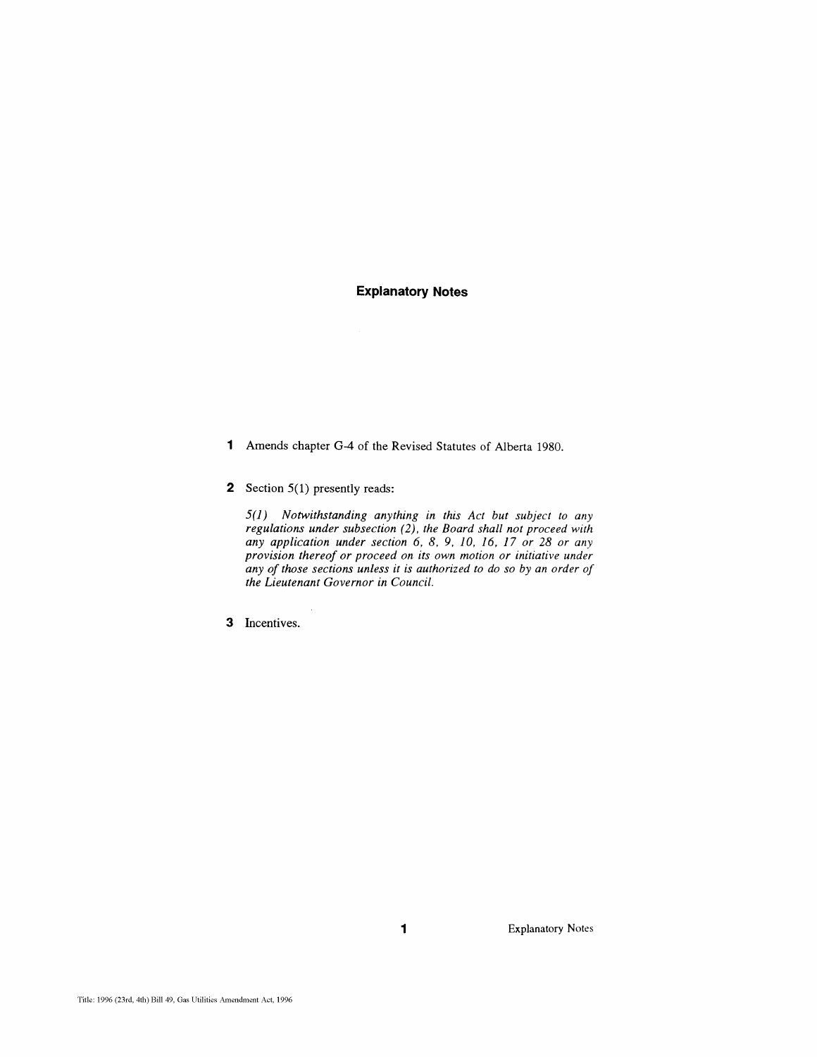## Explanatory Notes

**1** Amends chapter G-4 of the Revised Statutes of Alberta 1980.

**2** Section 5(1) presently reads:

> *5(1) Notwithstanding anything in this Act but subject to any regulations under subsection (2), the Board shall not proceed with any application under section 6, 8, 9, 10, 16, 17 or 28 or any provision thereof or proceed on its own motion or initiative under any of those sections unless it is authorized to do so by an order of the Lieutenant Governor in Council.*

**3** Incentives.